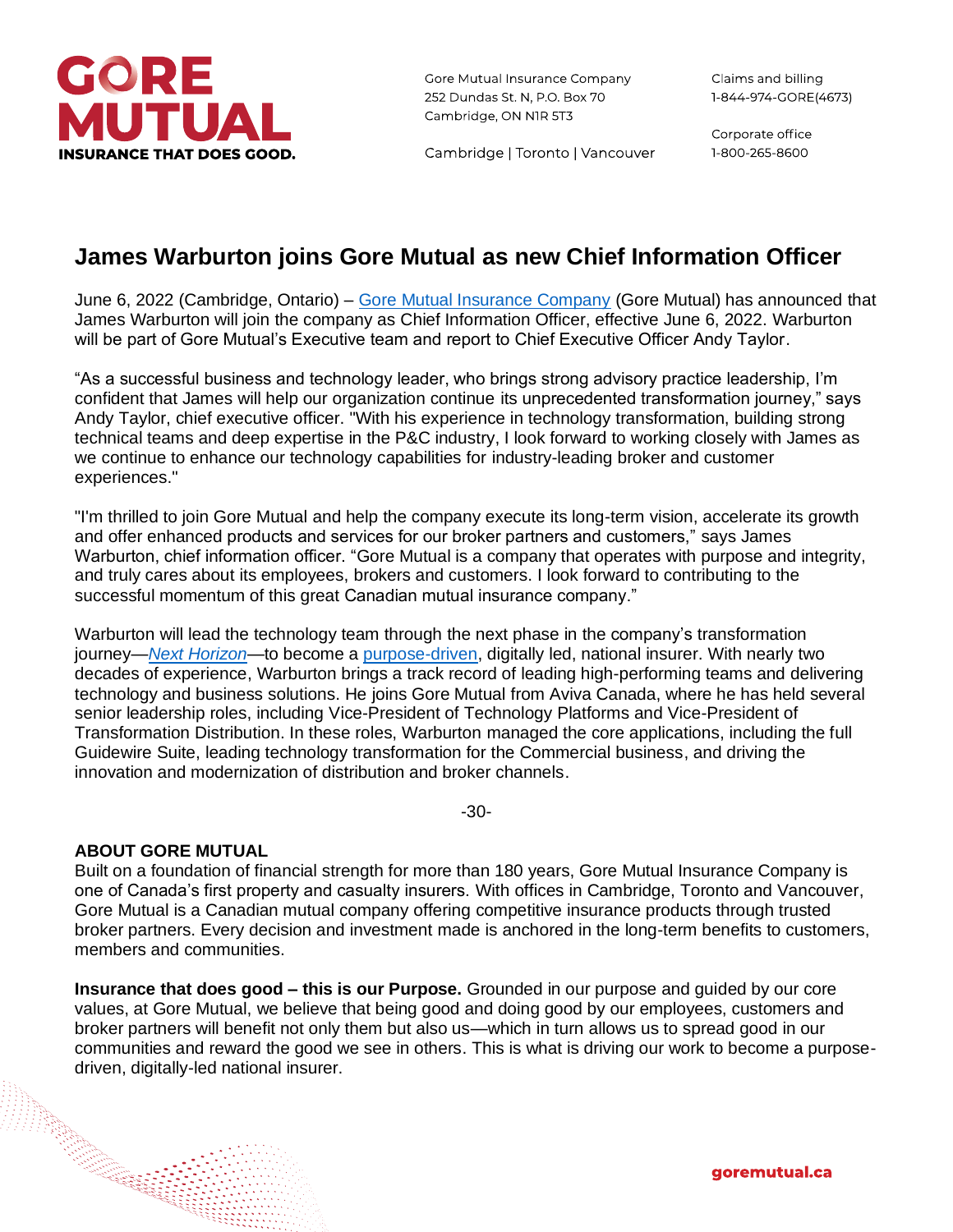GORE MUTUAL

INSURANCE THAT DOES GOOD.

Gore Mutual Insurance Company
252 Dundas St. N, P.O. Box 70
Cambridge, ON N1R 5T3

Cambridge | Toronto | Vancouver

Claims and billing
1-844-974-GORE(4673)

Corporate office
1-800-265-8600

# James Warburton joins Gore Mutual as new Chief Information Officer

June 6, 2022 (Cambridge, Ontario) – Gore Mutual Insurance Company (Gore Mutual) has announced that James Warburton will join the company as Chief Information Officer, effective June 6, 2022. Warburton will be part of Gore Mutual's Executive team and report to Chief Executive Officer Andy Taylor.

"As a successful business and technology leader, who brings strong advisory practice leadership, I'm confident that James will help our organization continue its unprecedented transformation journey," says Andy Taylor, chief executive officer. "With his experience in technology transformation, building strong technical teams and deep expertise in the P&C industry, I look forward to working closely with James as we continue to enhance our technology capabilities for industry-leading broker and customer experiences."

"I'm thrilled to join Gore Mutual and help the company execute its long-term vision, accelerate its growth and offer enhanced products and services for our broker partners and customers," says James Warburton, chief information officer. "Gore Mutual is a company that operates with purpose and integrity, and truly cares about its employees, brokers and customers. I look forward to contributing to the successful momentum of this great Canadian mutual insurance company."

Warburton will lead the technology team through the next phase in the company's transformation journey—*Next Horizon*—to become a purpose-driven, digitally led, national insurer. With nearly two decades of experience, Warburton brings a track record of leading high-performing teams and delivering technology and business solutions. He joins Gore Mutual from Aviva Canada, where he has held several senior leadership roles, including Vice-President of Technology Platforms and Vice-President of Transformation Distribution. In these roles, Warburton managed the core applications, including the full Guidewire Suite, leading technology transformation for the Commercial business, and driving the innovation and modernization of distribution and broker channels.

-30-

**ABOUT GORE MUTUAL**

Built on a foundation of financial strength for more than 180 years, Gore Mutual Insurance Company is one of Canada's first property and casualty insurers. With offices in Cambridge, Toronto and Vancouver, Gore Mutual is a Canadian mutual company offering competitive insurance products through trusted broker partners. Every decision and investment made is anchored in the long-term benefits to customers, members and communities.

**Insurance that does good – this is our Purpose.** Grounded in our purpose and guided by our core values, at Gore Mutual, we believe that being good and doing good by our employees, customers and broker partners will benefit not only them but also us—which in turn allows us to spread good in our communities and reward the good we see in others. This is what is driving our work to become a purpose-driven, digitally-led national insurer.

goremutual.ca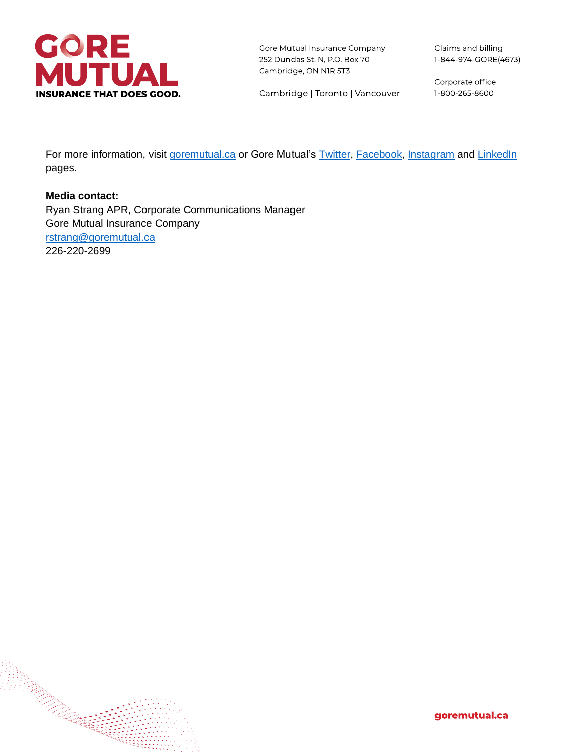For more information, visit goremutual.ca or Gore Mutual's Twitter, Facebook, Instagram and LinkedIn pages.

**Media contact:**
Ryan Strang APR, Corporate Communications Manager
Gore Mutual Insurance Company
rstrang@goremutual.ca
226-220-2699